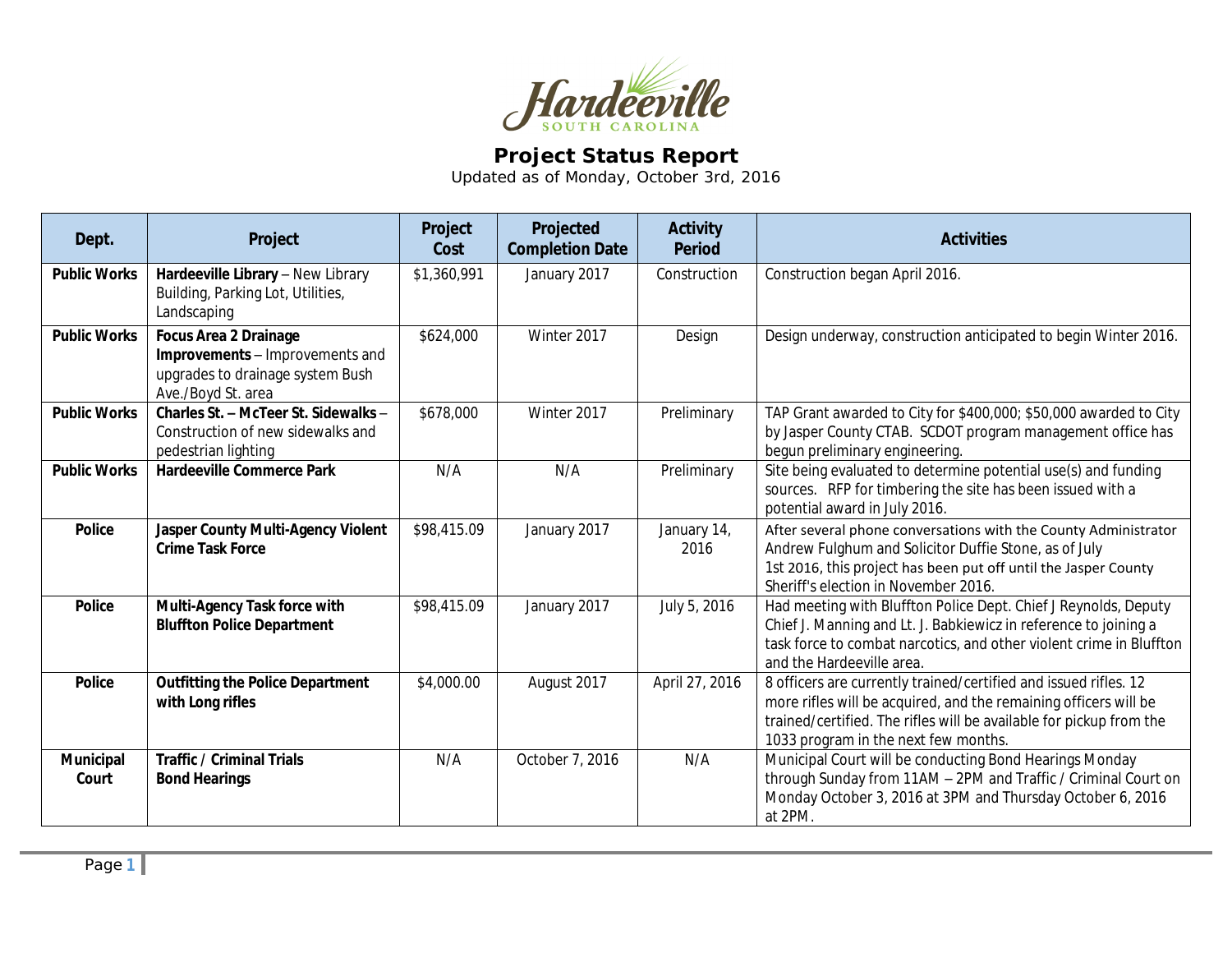# Project Status Report

Updated as of Monday, October 3rd, 2016

| Dept. | Project | Project Cost | Projected Completion Date | Activity Period | Activities |
|---|---|---|---|---|---|
| **Public Works** | **Hardeeville Library** – New Library Building, Parking Lot, Utilities, Landscaping | $1,360,991 | January 2017 | Construction | Construction began April 2016. |
| **Public Works** | **Focus Area 2 Drainage Improvements** – Improvements and upgrades to drainage system Bush Ave./Boyd St. area | $624,000 | Winter 2017 | Design | Design underway, construction anticipated to begin Winter 2016. |
| **Public Works** | **Charles St. – McTeer St. Sidewalks** – Construction of new sidewalks and pedestrian lighting | $678,000 | Winter 2017 | Preliminary | TAP Grant awarded to City for $400,000; $50,000 awarded to City by Jasper County CTAB. SCDOT program management office has begun preliminary engineering. |
| **Public Works** | **Hardeeville Commerce Park** | N/A | N/A | Preliminary | Site being evaluated to determine potential use(s) and funding sources. RFP for timbering the site has been issued with a potential award in July 2016. |
| **Police** | **Jasper County Multi-Agency Violent Crime Task Force** | $98,415.09 | January 2017 | January 14, 2016 | After several phone conversations with the County Administrator Andrew Fulghum and Solicitor Duffie Stone, as of July 1st 2016, this project has been put off until the Jasper County Sheriff's election in November 2016. |
| **Police** | **Multi-Agency Task force with Bluffton Police Department** | $98,415.09 | January 2017 | July 5, 2016 | Had meeting with Bluffton Police Dept. Chief J Reynolds, Deputy Chief J. Manning and Lt. J. Babkiewicz in reference to joining a task force to combat narcotics, and other violent crime in Bluffton and the Hardeeville area. |
| **Police** | **Outfitting the Police Department with Long rifles** | $4,000.00 | August 2017 | April 27, 2016 | 8 officers are currently trained/certified and issued rifles. 12 more rifles will be acquired, and the remaining officers will be trained/certified. The rifles will be available for pickup from the 1033 program in the next few months. |
| **Municipal Court** | **Traffic / Criminal Trials**<br>**Bond Hearings** | N/A | October 7, 2016 | N/A | Municipal Court will be conducting Bond Hearings Monday through Sunday from 11AM – 2PM and Traffic / Criminal Court on Monday October 3, 2016 at 3PM and Thursday October 6, 2016 at 2PM. |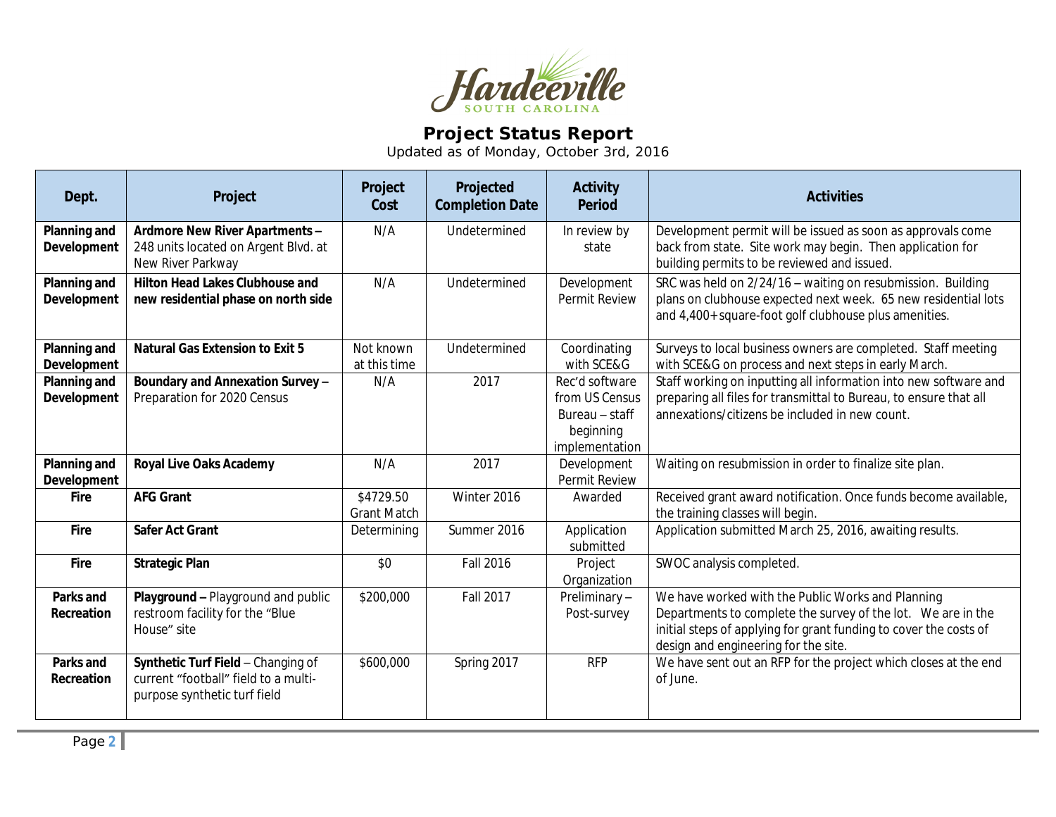Hardeeville
SOUTH CAROLINA

# Project Status Report

Updated as of Monday, October 3rd, 2016

| Dept. | Project | Project Cost | Projected Completion Date | Activity Period | Activities |
|---|---|---|---|---|---|
| **Planning and Development** | **Ardmore New River Apartments –** 248 units located on Argent Blvd. at New River Parkway | N/A | Undetermined | In review by state | Development permit will be issued as soon as approvals come back from state. Site work may begin. Then application for building permits to be reviewed and issued. |
| **Planning and Development** | **Hilton Head Lakes Clubhouse and new residential phase on north side** | N/A | Undetermined | Development Permit Review | SRC was held on 2/24/16 – waiting on resubmission. Building plans on clubhouse expected next week. 65 new residential lots and 4,400+ square-foot golf clubhouse plus amenities. |
| **Planning and Development** | **Natural Gas Extension to Exit 5** | Not known at this time | Undetermined | Coordinating with SCE&G | Surveys to local business owners are completed. Staff meeting with SCE&G on process and next steps in early March. |
| **Planning and Development** | **Boundary and Annexation Survey –** Preparation for 2020 Census | N/A | 2017 | Rec'd software from US Census Bureau – staff beginning implementation | Staff working on inputting all information into new software and preparing all files for transmittal to Bureau, to ensure that all annexations/citizens be included in new count. |
| **Planning and Development** | **Royal Live Oaks Academy** | N/A | 2017 | Development Permit Review | Waiting on resubmission in order to finalize site plan. |
| **Fire** | **AFG Grant** | $4729.50 Grant Match | Winter 2016 | Awarded | Received grant award notification. Once funds become available, the training classes will begin. |
| **Fire** | **Safer Act Grant** | Determining | Summer 2016 | Application submitted | Application submitted March 25, 2016, awaiting results. |
| **Fire** | **Strategic Plan** | $0 | Fall 2016 | Project Organization | SWOC analysis completed. |
| **Parks and Recreation** | **Playground –** Playground and public restroom facility for the "Blue House" site | $200,000 | Fall 2017 | Preliminary – Post-survey | We have worked with the Public Works and Planning Departments to complete the survey of the lot. We are in the initial steps of applying for grant funding to cover the costs of design and engineering for the site. |
| **Parks and Recreation** | **Synthetic Turf Field** – Changing of current "football" field to a multi-purpose synthetic turf field | $600,000 | Spring 2017 | RFP | We have sent out an RFP for the project which closes at the end of June. |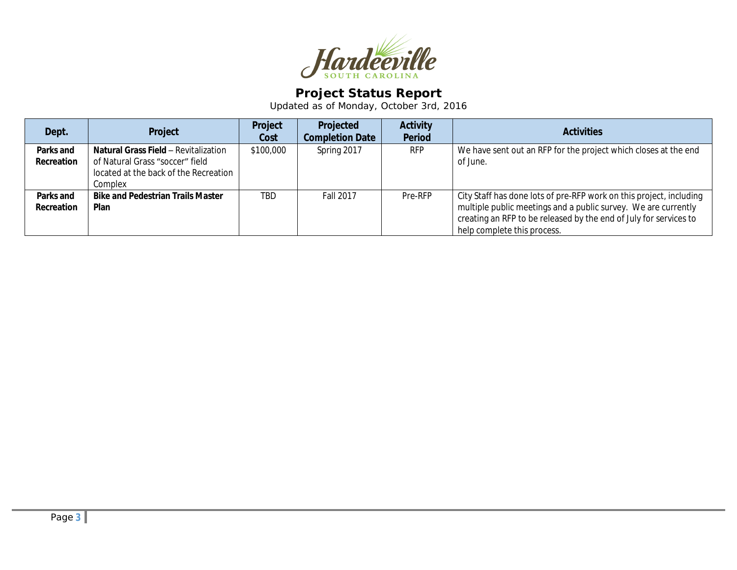Hardeeville
SOUTH CAROLINA

# Project Status Report

Updated as of Monday, October 3rd, 2016

| Dept. | Project | Project Cost | Projected Completion Date | Activity Period | Activities |
|---|---|---|---|---|---|
| **Parks and Recreation** | **Natural Grass Field** – Revitalization of Natural Grass "soccer" field located at the back of the Recreation Complex | $100,000 | Spring 2017 | RFP | We have sent out an RFP for the project which closes at the end of June. |
| **Parks and Recreation** | **Bike and Pedestrian Trails Master Plan** | TBD | Fall 2017 | Pre-RFP | City Staff has done lots of pre-RFP work on this project, including multiple public meetings and a public survey. We are currently creating an RFP to be released by the end of July for services to help complete this process. |